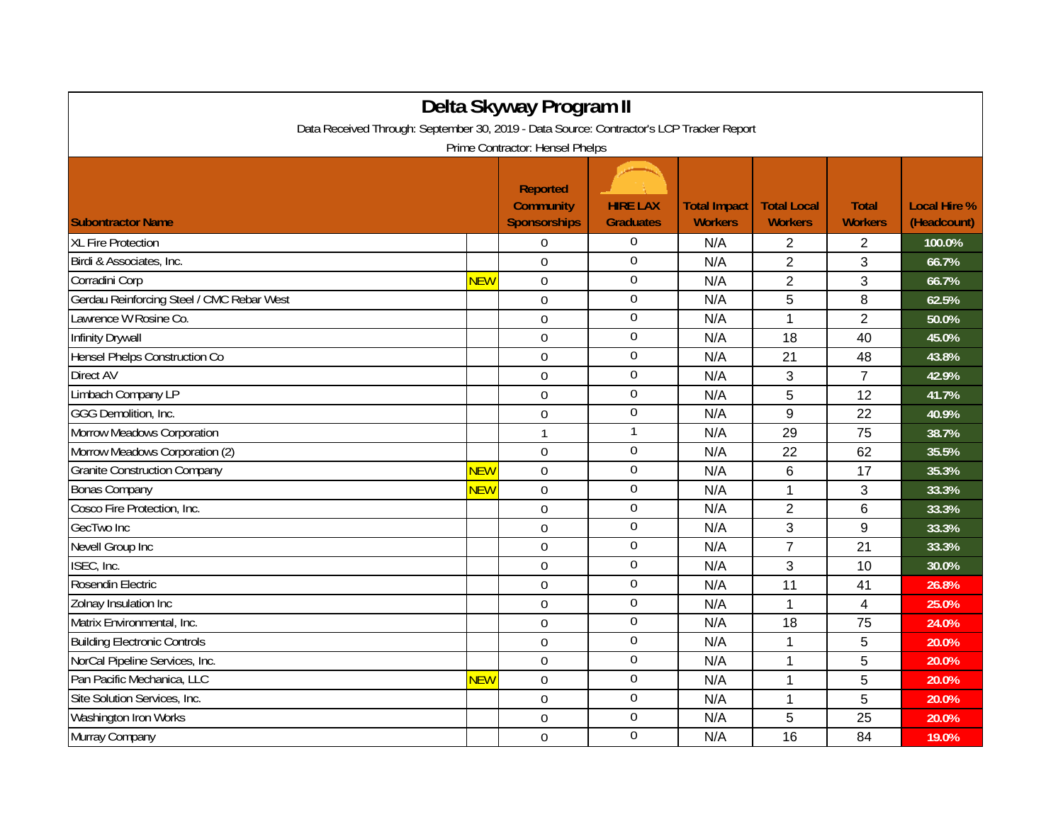# Delta Skyway Program II

Data Received Through: September 30, 2019 - Data Source: Contractor's LCP Tracker Report

Prime Contractor: Hensel Phelps

| Subontractor Name | | Reported Community Sponsorships | HIRE LAX Graduates | Total Impact Workers | Total Local Workers | Total Workers | Local Hire % (Headcount) |
|---|---|---|---|---|---|---|---|
| XL Fire Protection | | 0 | 0 | N/A | 2 | 2 | 100.0% |
| Birdi & Associates, Inc. | | 0 | 0 | N/A | 2 | 3 | 66.7% |
| Corradini Corp | NEW | 0 | 0 | N/A | 2 | 3 | 66.7% |
| Gerdau Reinforcing Steel / CMC Rebar West | | 0 | 0 | N/A | 5 | 8 | 62.5% |
| Lawrence W Rosine Co. | | 0 | 0 | N/A | 1 | 2 | 50.0% |
| Infinity Drywall | | 0 | 0 | N/A | 18 | 40 | 45.0% |
| Hensel Phelps Construction Co | | 0 | 0 | N/A | 21 | 48 | 43.8% |
| Direct AV | | 0 | 0 | N/A | 3 | 7 | 42.9% |
| Limbach Company LP | | 0 | 0 | N/A | 5 | 12 | 41.7% |
| GGG Demolition, Inc. | | 0 | 0 | N/A | 9 | 22 | 40.9% |
| Morrow Meadows Corporation | | 1 | 1 | N/A | 29 | 75 | 38.7% |
| Morrow Meadows Corporation (2) | | 0 | 0 | N/A | 22 | 62 | 35.5% |
| Granite Construction Company | NEW | 0 | 0 | N/A | 6 | 17 | 35.3% |
| Bonas Company | NEW | 0 | 0 | N/A | 1 | 3 | 33.3% |
| Cosco Fire Protection, Inc. | | 0 | 0 | N/A | 2 | 6 | 33.3% |
| GecTwo Inc | | 0 | 0 | N/A | 3 | 9 | 33.3% |
| Nevell Group Inc | | 0 | 0 | N/A | 7 | 21 | 33.3% |
| ISEC, Inc. | | 0 | 0 | N/A | 3 | 10 | 30.0% |
| Rosendin Electric | | 0 | 0 | N/A | 11 | 41 | 26.8% |
| Zolnay Insulation Inc | | 0 | 0 | N/A | 1 | 4 | 25.0% |
| Matrix Environmental, Inc. | | 0 | 0 | N/A | 18 | 75 | 24.0% |
| Building Electronic Controls | | 0 | 0 | N/A | 1 | 5 | 20.0% |
| NorCal Pipeline Services, Inc. | | 0 | 0 | N/A | 1 | 5 | 20.0% |
| Pan Pacific Mechanica, LLC | NEW | 0 | 0 | N/A | 1 | 5 | 20.0% |
| Site Solution Services, Inc. | | 0 | 0 | N/A | 1 | 5 | 20.0% |
| Washington Iron Works | | 0 | 0 | N/A | 5 | 25 | 20.0% |
| Murray Company | | 0 | 0 | N/A | 16 | 84 | 19.0% |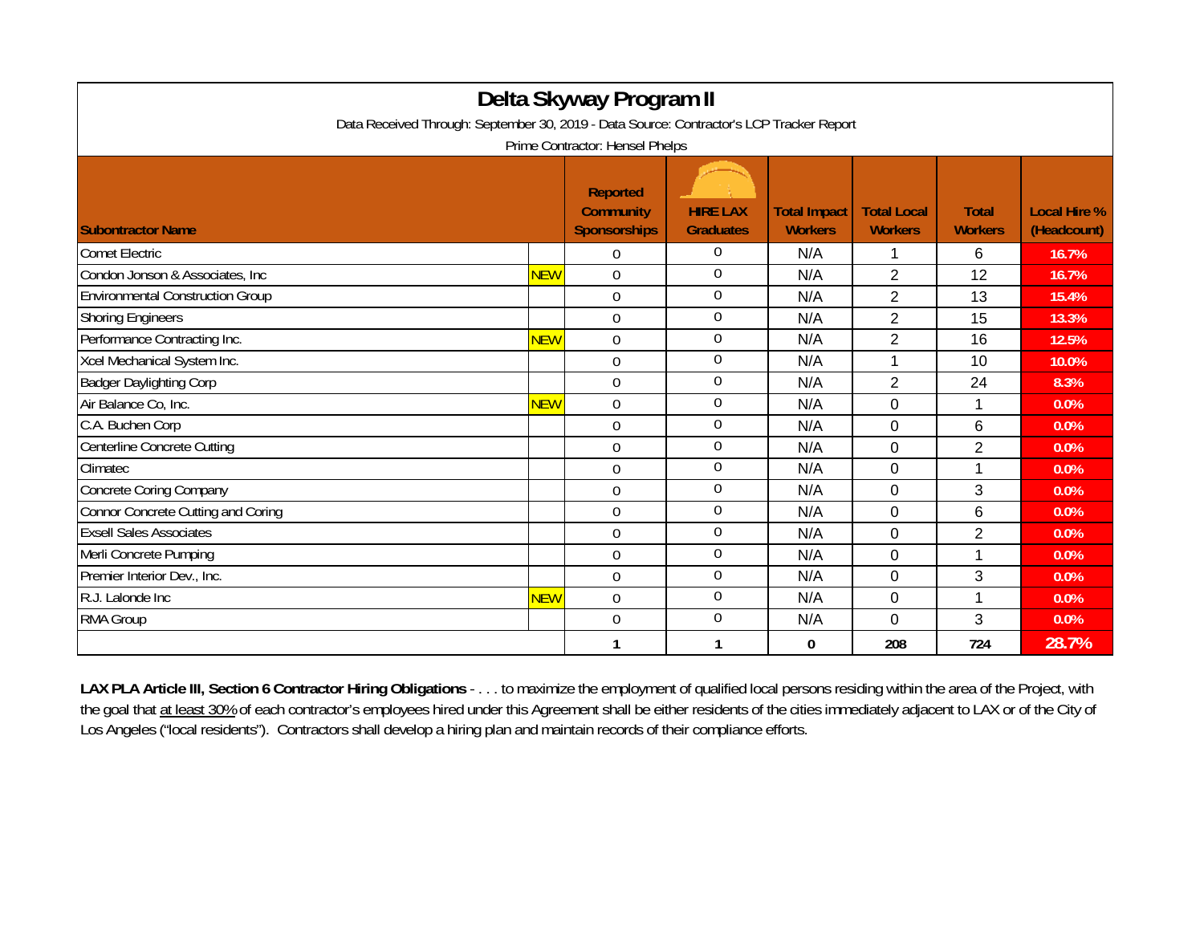# Delta Skyway Program II

Data Received Through: September 30, 2019 - Data Source: Contractor's LCP Tracker Report

Prime Contractor: Hensel Phelps

| Subontractor Name | | Reported Community Sponsorships | HIRE LAX Graduates | Total Impact Workers | Total Local Workers | Total Workers | Local Hire % (Headcount) |
|---|---|---|---|---|---|---|---|
| Comet Electric | | 0 | 0 | N/A | 1 | 6 | 16.7% |
| Condon Jonson & Associates, Inc | NEW | 0 | 0 | N/A | 2 | 12 | 16.7% |
| Environmental Construction Group | | 0 | 0 | N/A | 2 | 13 | 15.4% |
| Shoring Engineers | | 0 | 0 | N/A | 2 | 15 | 13.3% |
| Performance Contracting Inc. | NEW | 0 | 0 | N/A | 2 | 16 | 12.5% |
| Xcel Mechanical System Inc. | | 0 | 0 | N/A | 1 | 10 | 10.0% |
| Badger Daylighting Corp | | 0 | 0 | N/A | 2 | 24 | 8.3% |
| Air Balance Co, Inc. | NEW | 0 | 0 | N/A | 0 | 1 | 0.0% |
| C.A. Buchen Corp | | 0 | 0 | N/A | 0 | 6 | 0.0% |
| Centerline Concrete Cutting | | 0 | 0 | N/A | 0 | 2 | 0.0% |
| Climatec | | 0 | 0 | N/A | 0 | 1 | 0.0% |
| Concrete Coring Company | | 0 | 0 | N/A | 0 | 3 | 0.0% |
| Connor Concrete Cutting and Coring | | 0 | 0 | N/A | 0 | 6 | 0.0% |
| Exsell Sales Associates | | 0 | 0 | N/A | 0 | 2 | 0.0% |
| Merli Concrete Pumping | | 0 | 0 | N/A | 0 | 1 | 0.0% |
| Premier Interior Dev., Inc. | | 0 | 0 | N/A | 0 | 3 | 0.0% |
| R.J. Lalonde Inc | NEW | 0 | 0 | N/A | 0 | 1 | 0.0% |
| RMA Group | | 0 | 0 | N/A | 0 | 3 | 0.0% |
| | | 1 | 1 | 0 | 208 | 724 | 28.7% |

**LAX PLA Article III, Section 6 Contractor Hiring Obligations** - . . . to maximize the employment of qualified local persons residing within the area of the Project, with the goal that at least 30% of each contractor's employees hired under this Agreement shall be either residents of the cities immediately adjacent to LAX or of the City of Los Angeles ("local residents"). Contractors shall develop a hiring plan and maintain records of their compliance efforts.